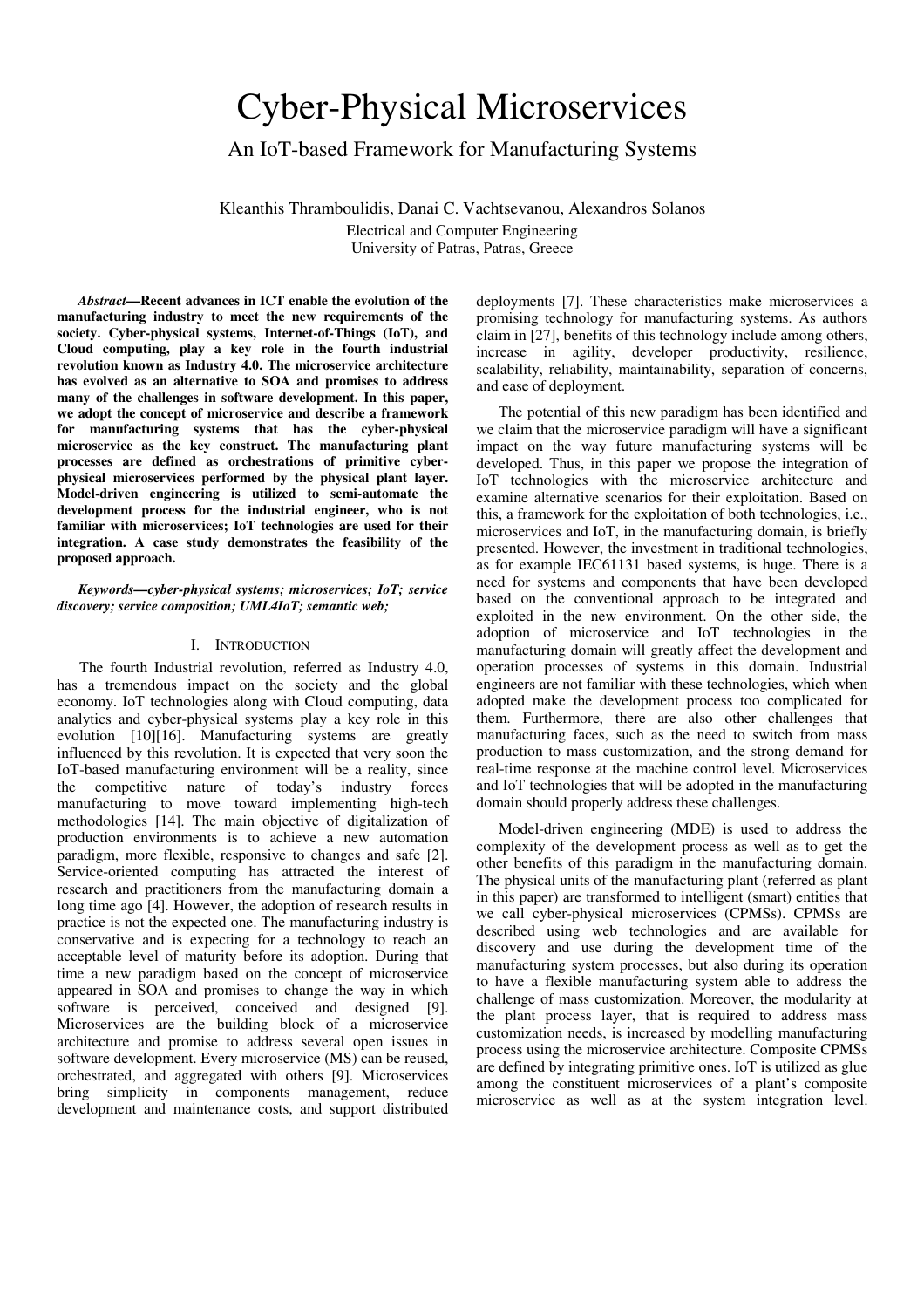# Cyber-Physical Microservices

## An IoT-based Framework for Manufacturing Systems

Kleanthis Thramboulidis, Danai C. Vachtsevanou, Alexandros Solanos

Electrical and Computer Engineering
University of Patras, Patras, Greece

***Abstract*—Recent advances in ICT enable the evolution of the manufacturing industry to meet the new requirements of the society. Cyber-physical systems, Internet-of-Things (IoT), and Cloud computing, play a key role in the fourth industrial revolution known as Industry 4.0. The microservice architecture has evolved as an alternative to SOA and promises to address many of the challenges in software development. In this paper, we adopt the concept of microservice and describe a framework for manufacturing systems that has the cyber-physical microservice as the key construct. The manufacturing plant processes are defined as orchestrations of primitive cyber-physical microservices performed by the physical plant layer. Model-driven engineering is utilized to semi-automate the development process for the industrial engineer, who is not familiar with microservices; IoT technologies are used for their integration. A case study demonstrates the feasibility of the proposed approach.**

***Keywords—cyber-physical systems; microservices; IoT; service discovery; service composition; UML4IoT; semantic web;***

## I. INTRODUCTION

The fourth Industrial revolution, referred as Industry 4.0, has a tremendous impact on the society and the global economy. IoT technologies along with Cloud computing, data analytics and cyber-physical systems play a key role in this evolution [10][16]. Manufacturing systems are greatly influenced by this revolution. It is expected that very soon the IoT-based manufacturing environment will be a reality, since the competitive nature of today's industry forces manufacturing to move toward implementing high-tech methodologies [14]. The main objective of digitalization of production environments is to achieve a new automation paradigm, more flexible, responsive to changes and safe [2]. Service-oriented computing has attracted the interest of research and practitioners from the manufacturing domain a long time ago [4]. However, the adoption of research results in practice is not the expected one. The manufacturing industry is conservative and is expecting for a technology to reach an acceptable level of maturity before its adoption. During that time a new paradigm based on the concept of microservice appeared in SOA and promises to change the way in which software is perceived, conceived and designed [9]. Microservices are the building block of a microservice architecture and promise to address several open issues in software development. Every microservice (MS) can be reused, orchestrated, and aggregated with others [9]. Microservices bring simplicity in components management, reduce development and maintenance costs, and support distributed deployments [7]. These characteristics make microservices a promising technology for manufacturing systems. As authors claim in [27], benefits of this technology include among others, increase in agility, developer productivity, resilience, scalability, reliability, maintainability, separation of concerns, and ease of deployment.

The potential of this new paradigm has been identified and we claim that the microservice paradigm will have a significant impact on the way future manufacturing systems will be developed. Thus, in this paper we propose the integration of IoT technologies with the microservice architecture and examine alternative scenarios for their exploitation. Based on this, a framework for the exploitation of both technologies, i.e., microservices and IoT, in the manufacturing domain, is briefly presented. However, the investment in traditional technologies, as for example IEC61131 based systems, is huge. There is a need for systems and components that have been developed based on the conventional approach to be integrated and exploited in the new environment. On the other side, the adoption of microservice and IoT technologies in the manufacturing domain will greatly affect the development and operation processes of systems in this domain. Industrial engineers are not familiar with these technologies, which when adopted make the development process too complicated for them. Furthermore, there are also other challenges that manufacturing faces, such as the need to switch from mass production to mass customization, and the strong demand for real-time response at the machine control level. Microservices and IoT technologies that will be adopted in the manufacturing domain should properly address these challenges.

Model-driven engineering (MDE) is used to address the complexity of the development process as well as to get the other benefits of this paradigm in the manufacturing domain. The physical units of the manufacturing plant (referred as plant in this paper) are transformed to intelligent (smart) entities that we call cyber-physical microservices (CPMSs). CPMSs are described using web technologies and are available for discovery and use during the development time of the manufacturing system processes, but also during its operation to have a flexible manufacturing system able to address the challenge of mass customization. Moreover, the modularity at the plant process layer, that is required to address mass customization needs, is increased by modelling manufacturing process using the microservice architecture. Composite CPMSs are defined by integrating primitive ones. IoT is utilized as glue among the constituent microservices of a plant's composite microservice as well as at the system integration level.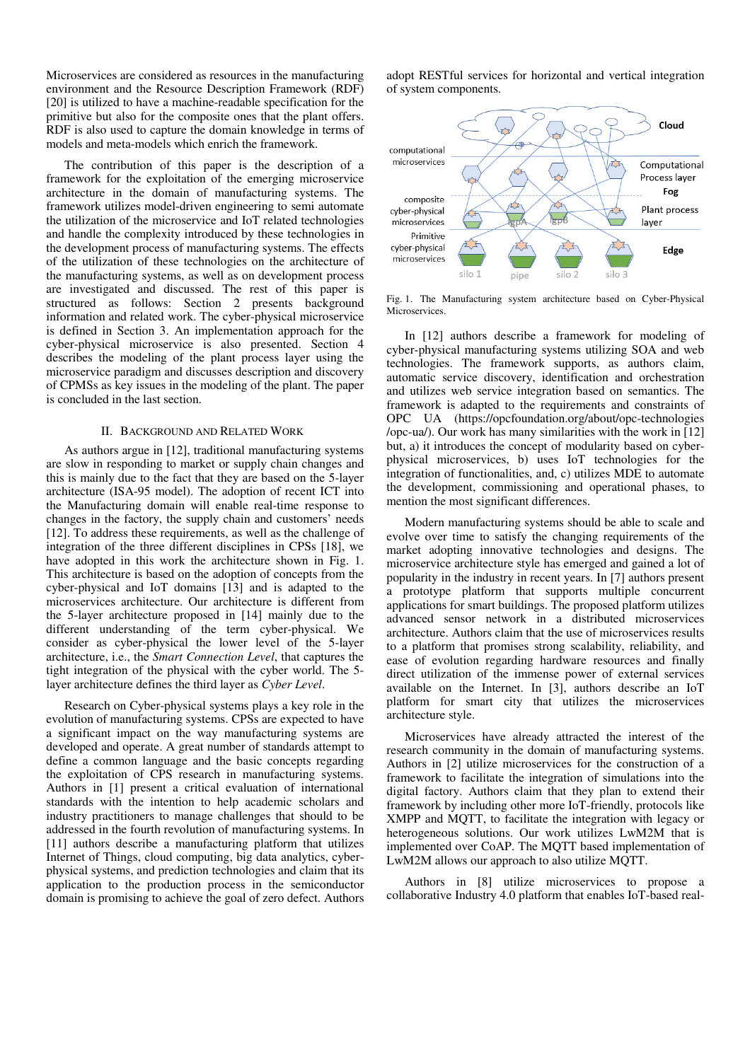Microservices are considered as resources in the manufacturing environment and the Resource Description Framework (RDF) [20] is utilized to have a machine-readable specification for the primitive but also for the composite ones that the plant offers. RDF is also used to capture the domain knowledge in terms of models and meta-models which enrich the framework.

The contribution of this paper is the description of a framework for the exploitation of the emerging microservice architecture in the domain of manufacturing systems. The framework utilizes model-driven engineering to semi automate the utilization of the microservice and IoT related technologies and handle the complexity introduced by these technologies in the development process of manufacturing systems. The effects of the utilization of these technologies on the architecture of the manufacturing systems, as well as on development process are investigated and discussed. The rest of this paper is structured as follows: Section 2 presents background information and related work. The cyber-physical microservice is defined in Section 3. An implementation approach for the cyber-physical microservice is also presented. Section 4 describes the modeling of the plant process layer using the microservice paradigm and discusses description and discovery of CPMSs as key issues in the modeling of the plant. The paper is concluded in the last section.

## II. Background and Related Work

As authors argue in [12], traditional manufacturing systems are slow in responding to market or supply chain changes and this is mainly due to the fact that they are based on the 5-layer architecture (ISA-95 model). The adoption of recent ICT into the Manufacturing domain will enable real-time response to changes in the factory, the supply chain and customers' needs [12]. To address these requirements, as well as the challenge of integration of the three different disciplines in CPSs [18], we have adopted in this work the architecture shown in Fig. 1. This architecture is based on the adoption of concepts from the cyber-physical and IoT domains [13] and is adapted to the microservices architecture. Our architecture is different from the 5-layer architecture proposed in [14] mainly due to the different understanding of the term cyber-physical. We consider as cyber-physical the lower level of the 5-layer architecture, i.e., the *Smart Connection Level*, that captures the tight integration of the physical with the cyber world. The 5-layer architecture defines the third layer as *Cyber Level*.

Research on Cyber-physical systems plays a key role in the evolution of manufacturing systems. CPSs are expected to have a significant impact on the way manufacturing systems are developed and operate. A great number of standards attempt to define a common language and the basic concepts regarding the exploitation of CPS research in manufacturing systems. Authors in [1] present a critical evaluation of international standards with the intention to help academic scholars and industry practitioners to manage challenges that should to be addressed in the fourth revolution of manufacturing systems. In [11] authors describe a manufacturing platform that utilizes Internet of Things, cloud computing, big data analytics, cyber-physical systems, and prediction technologies and claim that its application to the production process in the semiconductor domain is promising to achieve the goal of zero defect. Authors adopt RESTful services for horizontal and vertical integration of system components.

Fig. 1. The Manufacturing system architecture based on Cyber-Physical Microservices.

In [12] authors describe a framework for modeling of cyber-physical manufacturing systems utilizing SOA and web technologies. The framework supports, as authors claim, automatic service discovery, identification and orchestration and utilizes web service integration based on semantics. The framework is adapted to the requirements and constraints of OPC UA (https://opcfoundation.org/about/opc-technologies /opc-ua/). Our work has many similarities with the work in [12] but, a) it introduces the concept of modularity based on cyber-physical microservices, b) uses IoT technologies for the integration of functionalities, and, c) utilizes MDE to automate the development, commissioning and operational phases, to mention the most significant differences.

Modern manufacturing systems should be able to scale and evolve over time to satisfy the changing requirements of the market adopting innovative technologies and designs. The microservice architecture style has emerged and gained a lot of popularity in the industry in recent years. In [7] authors present a prototype platform that supports multiple concurrent applications for smart buildings. The proposed platform utilizes advanced sensor network in a distributed microservices architecture. Authors claim that the use of microservices results to a platform that promises strong scalability, reliability, and ease of evolution regarding hardware resources and finally direct utilization of the immense power of external services available on the Internet. In [3], authors describe an IoT platform for smart city that utilizes the microservices architecture style.

Microservices have already attracted the interest of the research community in the domain of manufacturing systems. Authors in [2] utilize microservices for the construction of a framework to facilitate the integration of simulations into the digital factory. Authors claim that they plan to extend their framework by including other more IoT-friendly, protocols like XMPP and MQTT, to facilitate the integration with legacy or heterogeneous solutions. Our work utilizes LwM2M that is implemented over CoAP. The MQTT based implementation of LwM2M allows our approach to also utilize MQTT.

Authors in [8] utilize microservices to propose a collaborative Industry 4.0 platform that enables IoT-based real-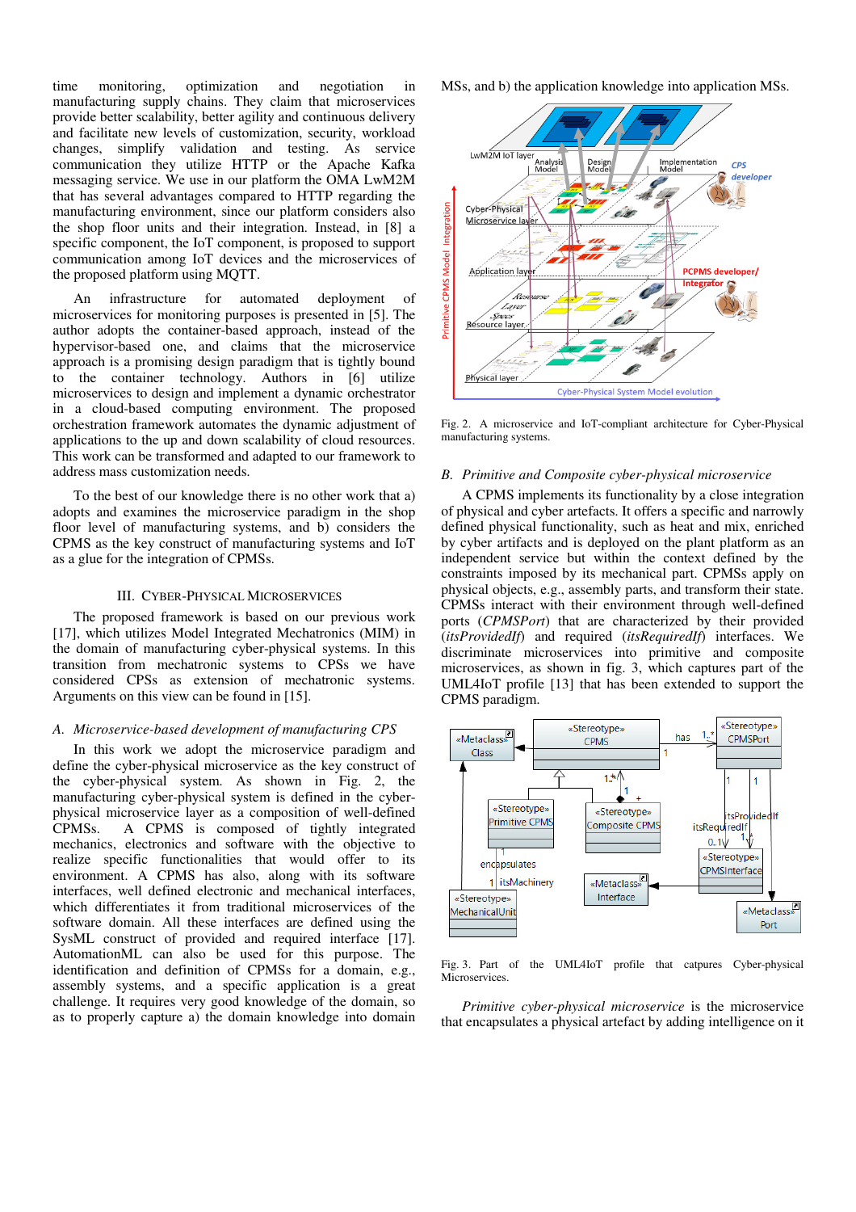time monitoring, optimization and negotiation in manufacturing supply chains. They claim that microservices provide better scalability, better agility and continuous delivery and facilitate new levels of customization, security, workload changes, simplify validation and testing. As service communication they utilize HTTP or the Apache Kafka messaging service. We use in our platform the OMA LwM2M that has several advantages compared to HTTP regarding the manufacturing environment, since our platform considers also the shop floor units and their integration. Instead, in [8] a specific component, the IoT component, is proposed to support communication among IoT devices and the microservices of the proposed platform using MQTT.

An infrastructure for automated deployment of microservices for monitoring purposes is presented in [5]. The author adopts the container-based approach, instead of the hypervisor-based one, and claims that the microservice approach is a promising design paradigm that is tightly bound to the container technology. Authors in [6] utilize microservices to design and implement a dynamic orchestrator in a cloud-based computing environment. The proposed orchestration framework automates the dynamic adjustment of applications to the up and down scalability of cloud resources. This work can be transformed and adapted to our framework to address mass customization needs.

To the best of our knowledge there is no other work that a) adopts and examines the microservice paradigm in the shop floor level of manufacturing systems, and b) considers the CPMS as the key construct of manufacturing systems and IoT as a glue for the integration of CPMSs.

## III. Cyber-Physical Microservices

The proposed framework is based on our previous work [17], which utilizes Model Integrated Mechatronics (MIM) in the domain of manufacturing cyber-physical systems. In this transition from mechatronic systems to CPSs we have considered CPSs as extension of mechatronic systems. Arguments on this view can be found in [15].

### A. Microservice-based development of manufacturing CPS

In this work we adopt the microservice paradigm and define the cyber-physical microservice as the key construct of the cyber-physical system. As shown in Fig. 2, the manufacturing cyber-physical system is defined in the cyber-physical microservice layer as a composition of well-defined CPMSs. A CPMS is composed of tightly integrated mechanics, electronics and software with the objective to realize specific functionalities that would offer to its environment. A CPMS has also, along with its software interfaces, well defined electronic and mechanical interfaces, which differentiates it from traditional microservices of the software domain. All these interfaces are defined using the SysML construct of provided and required interface [17]. AutomationML can also be used for this purpose. The identification and definition of CPMSs for a domain, e.g., assembly systems, and a specific application is a great challenge. It requires very good knowledge of the domain, so as to properly capture a) the domain knowledge into domain MSs, and b) the application knowledge into application MSs.

Fig. 2. A microservice and IoT-compliant architecture for Cyber-Physical manufacturing systems.

### B. Primitive and Composite cyber-physical microservice

A CPMS implements its functionality by a close integration of physical and cyber artefacts. It offers a specific and narrowly defined physical functionality, such as heat and mix, enriched by cyber artifacts and is deployed on the plant platform as an independent service but within the context defined by the constraints imposed by its mechanical part. CPMSs apply on physical objects, e.g., assembly parts, and transform their state. CPMSs interact with their environment through well-defined ports (*CPMSPort*) that are characterized by their provided (*itsProvidedIf*) and required (*itsRequiredIf*) interfaces. We discriminate microservices into primitive and composite microservices, as shown in fig. 3, which captures part of the UML4IoT profile [13] that has been extended to support the CPMS paradigm.

Fig. 3. Part of the UML4IoT profile that catpures Cyber-physical Microservices.

*Primitive cyber-physical microservice* is the microservice that encapsulates a physical artefact by adding intelligence on it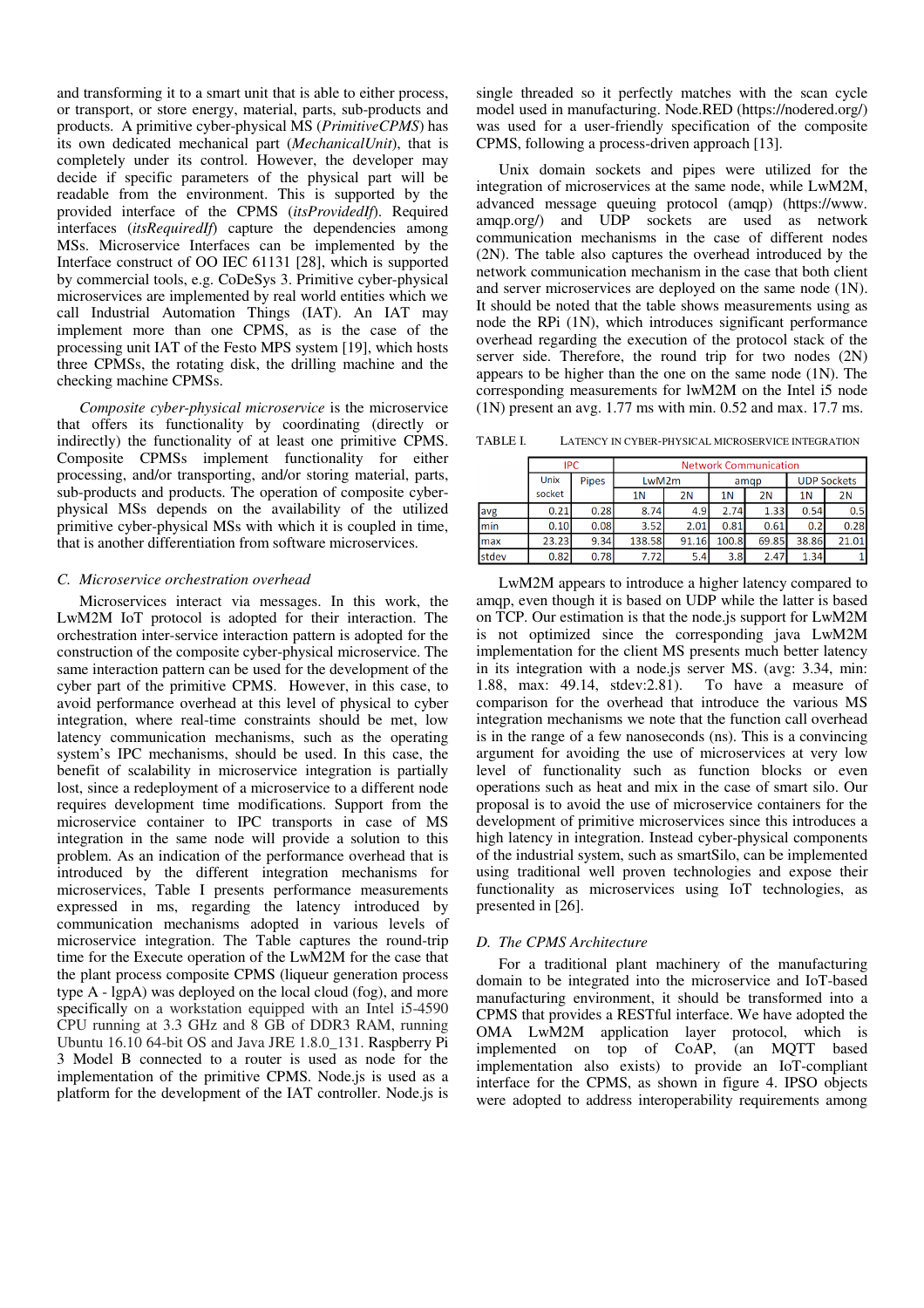and transforming it to a smart unit that is able to either process, or transport, or store energy, material, parts, sub-products and products. A primitive cyber-physical MS (*PrimitiveCPMS*) has its own dedicated mechanical part (*MechanicalUnit*), that is completely under its control. However, the developer may decide if specific parameters of the physical part will be readable from the environment. This is supported by the provided interface of the CPMS (*itsProvidedIf*). Required interfaces (*itsRequiredIf*) capture the dependencies among MSs. Microservice Interfaces can be implemented by the Interface construct of OO IEC 61131 [28], which is supported by commercial tools, e.g. CoDeSys 3. Primitive cyber-physical microservices are implemented by real world entities which we call Industrial Automation Things (IAT). An IAT may implement more than one CPMS, as is the case of the processing unit IAT of the Festo MPS system [19], which hosts three CPMSs, the rotating disk, the drilling machine and the checking machine CPMSs.

*Composite cyber-physical microservice* is the microservice that offers its functionality by coordinating (directly or indirectly) the functionality of at least one primitive CPMS. Composite CPMSs implement functionality for either processing, and/or transporting, and/or storing material, parts, sub-products and products. The operation of composite cyber-physical MSs depends on the availability of the utilized primitive cyber-physical MSs with which it is coupled in time, that is another differentiation from software microservices.

### *C. Microservice orchestration overhead*

Microservices interact via messages. In this work, the LwM2M IoT protocol is adopted for their interaction. The orchestration inter-service interaction pattern is adopted for the construction of the composite cyber-physical microservice. The same interaction pattern can be used for the development of the cyber part of the primitive CPMS. However, in this case, to avoid performance overhead at this level of physical to cyber integration, where real-time constraints should be met, low latency communication mechanisms, such as the operating system's IPC mechanisms, should be used. In this case, the benefit of scalability in microservice integration is partially lost, since a redeployment of a microservice to a different node requires development time modifications. Support from the microservice container to IPC transports in case of MS integration in the same node will provide a solution to this problem. As an indication of the performance overhead that is introduced by the different integration mechanisms for microservices, Table I presents performance measurements expressed in ms, regarding the latency introduced by communication mechanisms adopted in various levels of microservice integration. The Table captures the round-trip time for the Execute operation of the LwM2M for the case that the plant process composite CPMS (liqueur generation process type A - lgpA) was deployed on the local cloud (fog), and more specifically on a workstation equipped with an Intel i5-4590 CPU running at 3.3 GHz and 8 GB of DDR3 RAM, running Ubuntu 16.10 64-bit OS and Java JRE 1.8.0_131. Raspberry Pi 3 Model B connected to a router is used as node for the implementation of the primitive CPMS. Node.js is used as a platform for the development of the IAT controller. Node.js is single threaded so it perfectly matches with the scan cycle model used in manufacturing. Node.RED (https://nodered.org/) was used for a user-friendly specification of the composite CPMS, following a process-driven approach [13].

Unix domain sockets and pipes were utilized for the integration of microservices at the same node, while LwM2M, advanced message queuing protocol (amqp) (https://www.amqp.org/) and UDP sockets are used as network communication mechanisms in the case of different nodes (2N). The table also captures the overhead introduced by the network communication mechanism in the case that both client and server microservices are deployed on the same node (1N). It should be noted that the table shows measurements using as node the RPi (1N), which introduces significant performance overhead regarding the execution of the protocol stack of the server side. Therefore, the round trip for two nodes (2N) appears to be higher than the one on the same node (1N). The corresponding measurements for lwM2M on the Intel i5 node (1N) present an avg. 1.77 ms with min. 0.52 and max. 17.7 ms.

TABLE I. LATENCY IN CYBER-PHYSICAL MICROSERVICE INTEGRATION

| | IPC | | Network Communication | | | | | |
|---|---|---|---|---|---|---|---|---|
| | Unix socket | Pipes | LwM2m | | amqp | | UDP Sockets | |
| | | | 1N | 2N | 1N | 2N | 1N | 2N |
| avg | 0.21 | 0.28 | 8.74 | 4.9 | 2.74 | 1.33 | 0.54 | 0.5 |
| min | 0.10 | 0.08 | 3.52 | 2.01 | 0.81 | 0.61 | 0.2 | 0.28 |
| max | 23.23 | 9.34 | 138.58 | 91.16 | 100.8 | 69.85 | 38.86 | 21.01 |
| stdev | 0.82 | 0.78 | 7.72 | 5.4 | 3.8 | 2.47 | 1.34 | 1 |

LwM2M appears to introduce a higher latency compared to amqp, even though it is based on UDP while the latter is based on TCP. Our estimation is that the node.js support for LwM2M is not optimized since the corresponding java LwM2M implementation for the client MS presents much better latency in its integration with a node.js server MS. (avg: 3.34, min: 1.88, max: 49.14, stdev:2.81). To have a measure of comparison for the overhead that introduce the various MS integration mechanisms we note that the function call overhead is in the range of a few nanoseconds (ns). This is a convincing argument for avoiding the use of microservices at very low level of functionality such as function blocks or even operations such as heat and mix in the case of smart silo. Our proposal is to avoid the use of microservice containers for the development of primitive microservices since this introduces a high latency in integration. Instead cyber-physical components of the industrial system, such as smartSilo, can be implemented using traditional well proven technologies and expose their functionality as microservices using IoT technologies, as presented in [26].

### *D. The CPMS Architecture*

For a traditional plant machinery of the manufacturing domain to be integrated into the microservice and IoT-based manufacturing environment, it should be transformed into a CPMS that provides a RESTful interface. We have adopted the OMA LwM2M application layer protocol, which is implemented on top of CoAP, (an MQTT based implementation also exists) to provide an IoT-compliant interface for the CPMS, as shown in figure 4. IPSO objects were adopted to address interoperability requirements among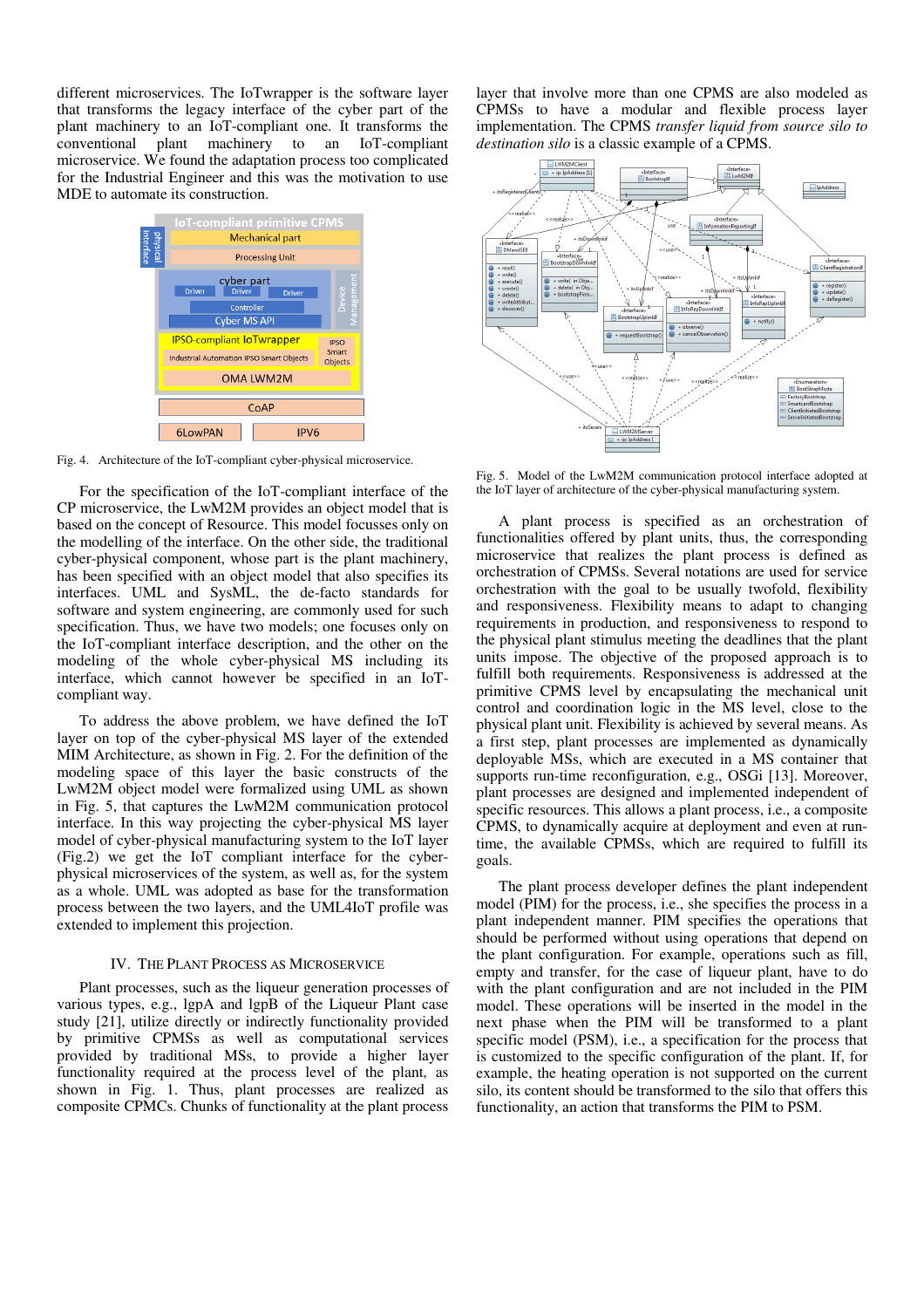different microservices. The IoTwrapper is the software layer that transforms the legacy interface of the cyber part of the plant machinery to an IoT-compliant one. It transforms the conventional plant machinery to an IoT-compliant microservice. We found the adaptation process too complicated for the Industrial Engineer and this was the motivation to use MDE to automate its construction.

Fig. 4. Architecture of the IoT-compliant cyber-physical microservice.

For the specification of the IoT-compliant interface of the CP microservice, the LwM2M provides an object model that is based on the concept of Resource. This model focusses only on the modelling of the interface. On the other side, the traditional cyber-physical component, whose part is the plant machinery, has been specified with an object model that also specifies its interfaces. UML and SysML, the de-facto standards for software and system engineering, are commonly used for such specification. Thus, we have two models; one focuses only on the IoT-compliant interface description, and the other on the modeling of the whole cyber-physical MS including its interface, which cannot however be specified in an IoT-compliant way.

To address the above problem, we have defined the IoT layer on top of the cyber-physical MS layer of the extended MIM Architecture, as shown in Fig. 2. For the definition of the modeling space of this layer the basic constructs of the LwM2M object model were formalized using UML as shown in Fig. 5, that captures the LwM2M communication protocol interface. In this way projecting the cyber-physical MS layer model of cyber-physical manufacturing system to the IoT layer (Fig.2) we get the IoT compliant interface for the cyber-physical microservices of the system, as well as, for the system as a whole. UML was adopted as base for the transformation process between the two layers, and the UML4IoT profile was extended to implement this projection.

## IV. The Plant Process as Microservice

Plant processes, such as the liqueur generation processes of various types, e.g., lgpA and lgpB of the Liqueur Plant case study [21], utilize directly or indirectly functionality provided by primitive CPMSs as well as computational services provided by traditional MSs, to provide a higher layer functionality required at the process level of the plant, as shown in Fig. 1. Thus, plant processes are realized as composite CPMCs. Chunks of functionality at the plant process layer that involve more than one CPMS are also modeled as CPMSs to have a modular and flexible process layer implementation. The CPMS *transfer liquid from source silo to destination silo* is a classic example of a CPMS.

Fig. 5. Model of the LwM2M communication protocol interface adopted at the IoT layer of architecture of the cyber-physical manufacturing system.

A plant process is specified as an orchestration of functionalities offered by plant units, thus, the corresponding microservice that realizes the plant process is defined as orchestration of CPMSs. Several notations are used for service orchestration with the goal to be usually twofold, flexibility and responsiveness. Flexibility means to adapt to changing requirements in production, and responsiveness to respond to the physical plant stimulus meeting the deadlines that the plant units impose. The objective of the proposed approach is to fulfill both requirements. Responsiveness is addressed at the primitive CPMS level by encapsulating the mechanical unit control and coordination logic in the MS level, close to the physical plant unit. Flexibility is achieved by several means. As a first step, plant processes are implemented as dynamically deployable MSs, which are executed in a MS container that supports run-time reconfiguration, e.g., OSGi [13]. Moreover, plant processes are designed and implemented independent of specific resources. This allows a plant process, i.e., a composite CPMS, to dynamically acquire at deployment and even at run-time, the available CPMSs, which are required to fulfill its goals.

The plant process developer defines the plant independent model (PIM) for the process, i.e., she specifies the process in a plant independent manner. PIM specifies the operations that should be performed without using operations that depend on the plant configuration. For example, operations such as fill, empty and transfer, for the case of liqueur plant, have to do with the plant configuration and are not included in the PIM model. These operations will be inserted in the model in the next phase when the PIM will be transformed to a plant specific model (PSM), i.e., a specification for the process that is customized to the specific configuration of the plant. If, for example, the heating operation is not supported on the current silo, its content should be transformed to the silo that offers this functionality, an action that transforms the PIM to PSM.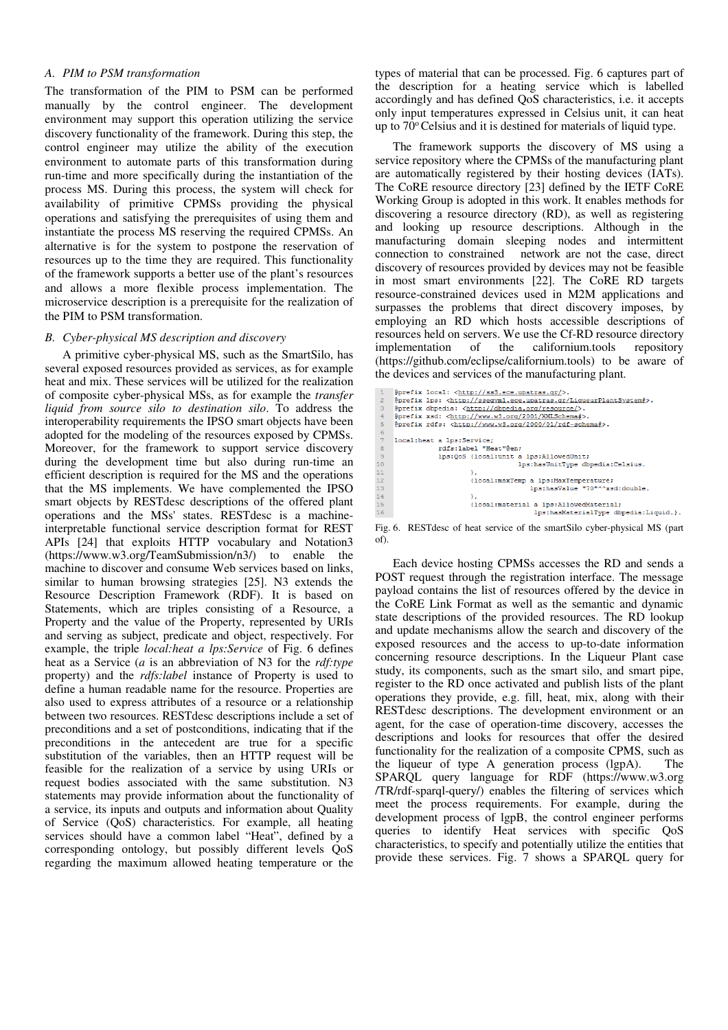### A. PIM to PSM transformation

The transformation of the PIM to PSM can be performed manually by the control engineer. The development environment may support this operation utilizing the service discovery functionality of the framework. During this step, the control engineer may utilize the ability of the execution environment to automate parts of this transformation during run-time and more specifically during the instantiation of the process MS. During this process, the system will check for availability of primitive CPMSs providing the physical operations and satisfying the prerequisites of using them and instantiate the process MS reserving the required CPMSs. An alternative is for the system to postpone the reservation of resources up to the time they are required. This functionality of the framework supports a better use of the plant's resources and allows a more flexible process implementation. The microservice description is a prerequisite for the realization of the PIM to PSM transformation.

### B. Cyber-physical MS description and discovery

A primitive cyber-physical MS, such as the SmartSilo, has several exposed resources provided as services, as for example heat and mix. These services will be utilized for the realization of composite cyber-physical MSs, as for example the *transfer liquid from source silo to destination silo*. To address the interoperability requirements the IPSO smart objects have been adopted for the modeling of the resources exposed by CPMSs. Moreover, for the framework to support service discovery during the development time but also during run-time an efficient description is required for the MS and the operations that the MS implements. We have complemented the IPSO smart objects by RESTdesc descriptions of the offered plant operations and the MSs' states. RESTdesc is a machine-interpretable functional service description format for REST APIs [24] that exploits HTTP vocabulary and Notation3 (https://www.w3.org/TeamSubmission/n3/) to enable the machine to discover and consume Web services based on links, similar to human browsing strategies [25]. N3 extends the Resource Description Framework (RDF). It is based on Statements, which are triples consisting of a Resource, a Property and the value of the Property, represented by URIs and serving as subject, predicate and object, respectively. For example, the triple *local:heat a lps:Service* of Fig. 6 defines heat as a Service (*a* is an abbreviation of N3 for the *rdf:type* property) and the *rdfs:label* instance of Property is used to define a human readable name for the resource. Properties are also used to express attributes of a resource or a relationship between two resources. RESTdesc descriptions include a set of preconditions and a set of postconditions, indicating that if the preconditions in the antecedent are true for a specific substitution of the variables, then an HTTP request will be feasible for the realization of a service by using URIs or request bodies associated with the same substitution. N3 statements may provide information about the functionality of a service, its inputs and outputs and information about Quality of Service (QoS) characteristics. For example, all heating services should have a common label "Heat", defined by a corresponding ontology, but possibly different levels QoS regarding the maximum allowed heating temperature or the types of material that can be processed. Fig. 6 captures part of the description for a heating service which is labelled accordingly and has defined QoS characteristics, i.e. it accepts only input temperatures expressed in Celsius unit, it can heat up to 70° Celsius and it is destined for materials of liquid type.

The framework supports the discovery of MS using a service repository where the CPMSs of the manufacturing plant are automatically registered by their hosting devices (IATs). The CoRE resource directory [23] defined by the IETF CoRE Working Group is adopted in this work. It enables methods for discovering a resource directory (RD), as well as registering and looking up resource descriptions. Although in the manufacturing domain sleeping nodes and intermittent connection to constrained network are not the case, direct discovery of resources provided by devices may not be feasible in most smart environments [22]. The CoRE RD targets resource-constrained devices used in M2M applications and surpasses the problems that direct discovery imposes, by employing an RD which hosts accessible descriptions of resources held on servers. We use the Cf-RD resource directory implementation of the californium.tools repository (https://github.com/eclipse/californium.tools) to be aware of the devices and services of the manufacturing plant.

```
1   @prefix local: <http://ss3.ece.upatras.gr/>.
2   @prefix lps: <http://seegvm1.ece.upatras.gr/LiqueurPlantSystem#>.
3   @prefix dbpedia: <http://dbpedia.org/resource/>.
4   @prefix xsd: <http://www.w3.org/2001/XMLSchema#>.
5   @prefix rdfs: <http://www.w3.org/2000/01/rdf-schema#>.
6
7   local:heat a lps:Service;
8             rdfs:label "Heat"@en;
9             lps:QoS [local:unit a lps:AllowedUnit;
10                             lps:hasUnitType dbpedia:Celsius.
11                    },
12                    {local:maxTemp a lps:MaxTemperature;
13                             lps:hasValue "70"^^xsd:double.
14                    },
15                    {local:material a lps:AllowedMaterial;
16                             lps:hasMaterialType dbpedia:Liquid.}.
```

Fig. 6. RESTdesc of heat service of the smartSilo cyber-physical MS (part of).

Each device hosting CPMSs accesses the RD and sends a POST request through the registration interface. The message payload contains the list of resources offered by the device in the CoRE Link Format as well as the semantic and dynamic state descriptions of the provided resources. The RD lookup and update mechanisms allow the search and discovery of the exposed resources and the access to up-to-date information concerning resource descriptions. In the Liqueur Plant case study, its components, such as the smart silo, and smart pipe, register to the RD once activated and publish lists of the plant operations they provide, e.g. fill, heat, mix, along with their RESTdesc descriptions. The development environment or an agent, for the case of operation-time discovery, accesses the descriptions and looks for resources that offer the desired functionality for the realization of a composite CPMS, such as the liqueur of type A generation process (lgpA). The SPARQL query language for RDF (https://www.w3.org /TR/rdf-sparql-query/) enables the filtering of services which meet the process requirements. For example, during the development process of lgpB, the control engineer performs queries to identify Heat services with specific QoS characteristics, to specify and potentially utilize the entities that provide these services. Fig. 7 shows a SPARQL query for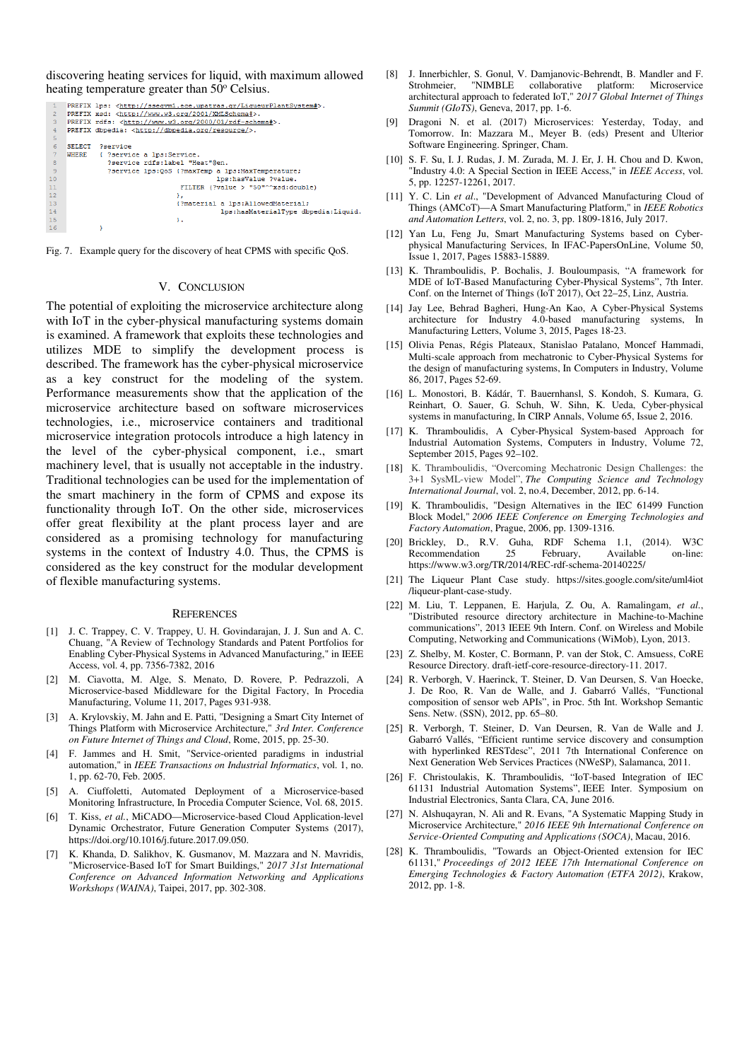discovering heating services for liquid, with maximum allowed heating temperature greater than 50$^{o}$ Celsius.

```
1   PREFIX lps: <http://ssegvm1.ece.upatras.gr/LiqueurPlantSystem#>.
2   PREFIX xsd: <http://www.w3.org/2001/XMLSchema#>.
3   PREFIX rdfs: <http://www.w3.org/2000/01/rdf-schema#>.
4   PREFIX dbpedia: <http://dbpedia.org/resource/>.
5
6   SELECT  ?service
7   WHERE   { ?service a lps:Service.
8            ?service rdfs:label "Heat"@en.
9            ?service lps:QoS {?maxTemp a lps:MaxTemperature;
10                                   lps:hasValue ?value.
11                            FILTER (?value > "50"^^xsd:double)
12                           },
13                           {?material a lps:AllowedMaterial;
14                                   lps:hasMaterialType dbpedia:Liquid.
15                           }.
16          }
```

Fig. 7. Example query for the discovery of heat CPMS with specific QoS.

## V. Conclusion

The potential of exploiting the microservice architecture along with IoT in the cyber-physical manufacturing systems domain is examined. A framework that exploits these technologies and utilizes MDE to simplify the development process is described. The framework has the cyber-physical microservice as a key construct for the modeling of the system. Performance measurements show that the application of the microservice architecture based on software microservices technologies, i.e., microservice containers and traditional microservice integration protocols introduce a high latency in the level of the cyber-physical component, i.e., smart machinery level, that is usually not acceptable in the industry. Traditional technologies can be used for the implementation of the smart machinery in the form of CPMS and expose its functionality through IoT. On the other side, microservices offer great flexibility at the plant process layer and are considered as a promising technology for manufacturing systems in the context of Industry 4.0. Thus, the CPMS is considered as the key construct for the modular development of flexible manufacturing systems.

## References

[1] J. C. Trappey, C. V. Trappey, U. H. Govindarajan, J. J. Sun and A. C. Chuang, "A Review of Technology Standards and Patent Portfolios for Enabling Cyber-Physical Systems in Advanced Manufacturing," in IEEE Access, vol. 4, pp. 7356-7382, 2016

[2] M. Ciavotta, M. Alge, S. Menato, D. Rovere, P. Pedrazzoli, A Microservice-based Middleware for the Digital Factory, In Procedia Manufacturing, Volume 11, 2017, Pages 931-938.

[3] A. Krylovskiy, M. Jahn and E. Patti, "Designing a Smart City Internet of Things Platform with Microservice Architecture," *3rd Inter. Conference on Future Internet of Things and Cloud*, Rome, 2015, pp. 25-30.

[4] F. Jammes and H. Smit, "Service-oriented paradigms in industrial automation," in *IEEE Transactions on Industrial Informatics*, vol. 1, no. 1, pp. 62-70, Feb. 2005.

[5] A. Ciuffoletti, Automated Deployment of a Microservice-based Monitoring Infrastructure, In Procedia Computer Science, Vol. 68, 2015.

[6] T. Kiss, *et al.*, MiCADO—Microservice-based Cloud Application-level Dynamic Orchestrator, Future Generation Computer Systems (2017), https://doi.org/10.1016/j.future.2017.09.050.

[7] K. Khanda, D. Salikhov, K. Gusmanov, M. Mazzara and N. Mavridis, "Microservice-Based IoT for Smart Buildings," *2017 31st International Conference on Advanced Information Networking and Applications Workshops (WAINA)*, Taipei, 2017, pp. 302-308.

[8] J. Innerbichler, S. Gonul, V. Damjanovic-Behrendt, B. Mandler and F. Strohmeier, "NIMBLE collaborative platform: Microservice architectural approach to federated IoT," *2017 Global Internet of Things Summit (GIoTS)*, Geneva, 2017, pp. 1-6.

[9] Dragoni N. et al. (2017) Microservices: Yesterday, Today, and Tomorrow. In: Mazzara M., Meyer B. (eds) Present and Ulterior Software Engineering. Springer, Cham.

[10] S. F. Su, I. J. Rudas, J. M. Zurada, M. J. Er, J. H. Chou and D. Kwon, "Industry 4.0: A Special Section in IEEE Access," in *IEEE Access*, vol. 5, pp. 12257-12261, 2017.

[11] Y. C. Lin *et al.*, "Development of Advanced Manufacturing Cloud of Things (AMCoT)—A Smart Manufacturing Platform," in *IEEE Robotics and Automation Letters*, vol. 2, no. 3, pp. 1809-1816, July 2017.

[12] Yan Lu, Feng Ju, Smart Manufacturing Systems based on Cyber-physical Manufacturing Services, In IFAC-PapersOnLine, Volume 50, Issue 1, 2017, Pages 15883-15889.

[13] K. Thramboulidis, P. Bochalis, J. Bouloumpasis, "A framework for MDE of IoT-Based Manufacturing Cyber-Physical Systems", 7th Inter. Conf. on the Internet of Things (IoT 2017), Oct 22–25, Linz, Austria.

[14] Jay Lee, Behrad Bagheri, Hung-An Kao, A Cyber-Physical Systems architecture for Industry 4.0-based manufacturing systems, In Manufacturing Letters, Volume 3, 2015, Pages 18-23.

[15] Olivia Penas, Régis Plateaux, Stanislao Patalano, Moncef Hammadi, Multi-scale approach from mechatronic to Cyber-Physical Systems for the design of manufacturing systems, In Computers in Industry, Volume 86, 2017, Pages 52-69.

[16] L. Monostori, B. Kádár, T. Bauernhansl, S. Kondoh, S. Kumara, G. Reinhart, O. Sauer, G. Schuh, W. Sihn, K. Ueda, Cyber-physical systems in manufacturing, In CIRP Annals, Volume 65, Issue 2, 2016.

[17] K. Thramboulidis, A Cyber-Physical System-based Approach for Industrial Automation Systems, Computers in Industry, Volume 72, September 2015, Pages 92–102.

[18] K. Thramboulidis, "Overcoming Mechatronic Design Challenges: the 3+1 SysML-view Model", *The Computing Science and Technology International Journal*, vol. 2, no.4, December, 2012, pp. 6-14.

[19] K. Thramboulidis, "Design Alternatives in the IEC 61499 Function Block Model," *2006 IEEE Conference on Emerging Technologies and Factory Automation*, Prague, 2006, pp. 1309-1316.

[20] Brickley, D., R.V. Guha, RDF Schema 1.1, (2014). W3C Recommendation 25 February, Available on-line: https://www.w3.org/TR/2014/REC-rdf-schema-20140225/

[21] The Liqueur Plant Case study. https://sites.google.com/site/uml4iot /liqueur-plant-case-study.

[22] M. Liu, T. Leppanen, E. Harjula, Z. Ou, A. Ramalingam, *et al.*, "Distributed resource directory architecture in Machine-to-Machine communications", 2013 IEEE 9th Intern. Conf. on Wireless and Mobile Computing, Networking and Communications (WiMob), Lyon, 2013.

[23] Z. Shelby, M. Koster, C. Bormann, P. van der Stok, C. Amsuess, CoRE Resource Directory. draft-ietf-core-resource-directory-11. 2017.

[24] R. Verborgh, V. Haerinck, T. Steiner, D. Van Deursen, S. Van Hoecke, J. De Roo, R. Van de Walle, and J. Gabarró Vallés, "Functional composition of sensor web APIs", in Proc. 5th Int. Workshop Semantic Sens. Netw. (SSN), 2012, pp. 65–80.

[25] R. Verborgh, T. Steiner, D. Van Deursen, R. Van de Walle and J. Gabarró Vallés, "Efficient runtime service discovery and consumption with hyperlinked RESTdesc", 2011 7th International Conference on Next Generation Web Services Practices (NWeSP), Salamanca, 2011.

[26] F. Christoulakis, K. Thramboulidis, "IoT-based Integration of IEC 61131 Industrial Automation Systems", IEEE Inter. Symposium on Industrial Electronics, Santa Clara, CA, June 2016.

[27] N. Alshuqayran, N. Ali and R. Evans, "A Systematic Mapping Study in Microservice Architecture," *2016 IEEE 9th International Conference on Service-Oriented Computing and Applications (SOCA)*, Macau, 2016.

[28] K. Thramboulidis, "Towards an Object-Oriented extension for IEC 61131," *Proceedings of 2012 IEEE 17th International Conference on Emerging Technologies & Factory Automation (ETFA 2012)*, Krakow, 2012, pp. 1-8.